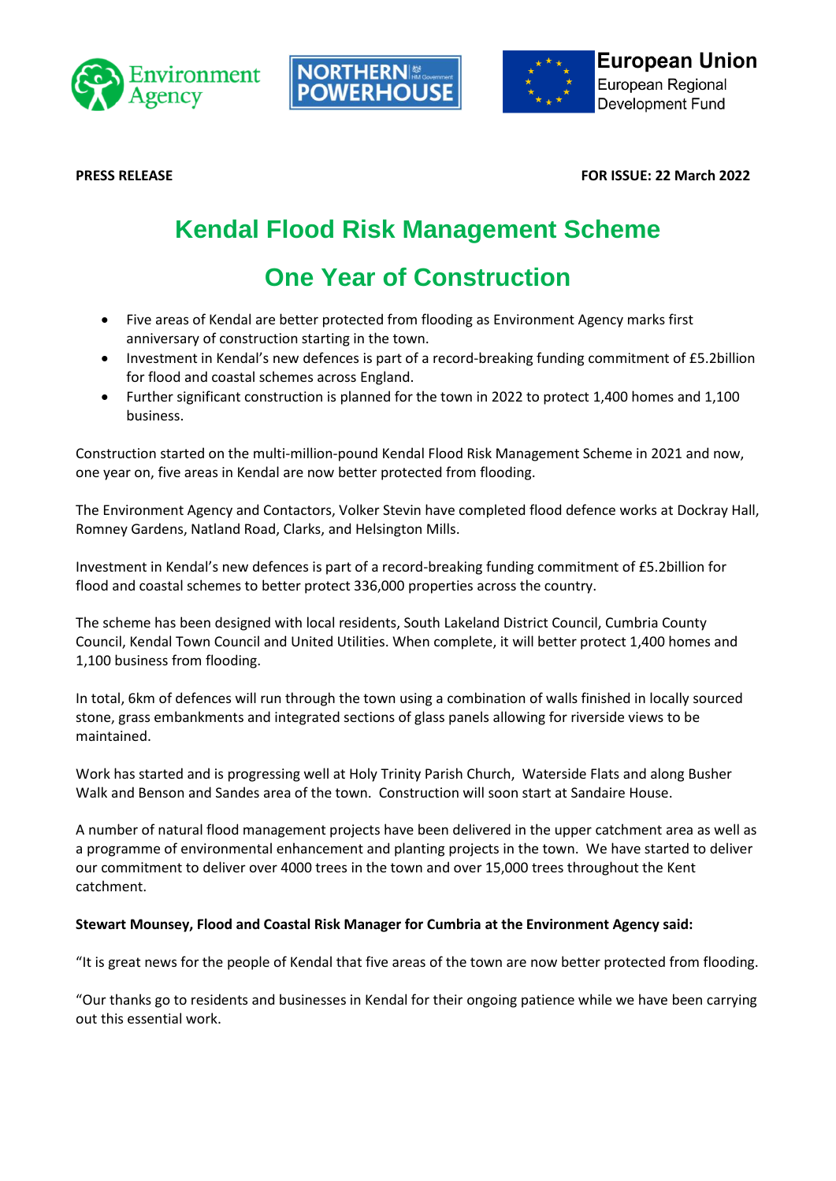Environment Agency | NORTHERN POWERHOUSE HM Government | European Union European Regional Development Fund

**PRESS RELEASE** **FOR ISSUE: 22 March 2022**

# Kendal Flood Risk Management Scheme

## One Year of Construction

- Five areas of Kendal are better protected from flooding as Environment Agency marks first anniversary of construction starting in the town.
- Investment in Kendal's new defences is part of a record-breaking funding commitment of £5.2billion for flood and coastal schemes across England.
- Further significant construction is planned for the town in 2022 to protect 1,400 homes and 1,100 business.

Construction started on the multi-million-pound Kendal Flood Risk Management Scheme in 2021 and now, one year on, five areas in Kendal are now better protected from flooding.

The Environment Agency and Contactors, Volker Stevin have completed flood defence works at Dockray Hall, Romney Gardens, Natland Road, Clarks, and Helsington Mills.

Investment in Kendal's new defences is part of a record-breaking funding commitment of £5.2billion for flood and coastal schemes to better protect 336,000 properties across the country.

The scheme has been designed with local residents, South Lakeland District Council, Cumbria County Council, Kendal Town Council and United Utilities. When complete, it will better protect 1,400 homes and 1,100 business from flooding.

In total, 6km of defences will run through the town using a combination of walls finished in locally sourced stone, grass embankments and integrated sections of glass panels allowing for riverside views to be maintained.

Work has started and is progressing well at Holy Trinity Parish Church, Waterside Flats and along Busher Walk and Benson and Sandes area of the town. Construction will soon start at Sandaire House.

A number of natural flood management projects have been delivered in the upper catchment area as well as a programme of environmental enhancement and planting projects in the town. We have started to deliver our commitment to deliver over 4000 trees in the town and over 15,000 trees throughout the Kent catchment.

**Stewart Mounsey, Flood and Coastal Risk Manager for Cumbria at the Environment Agency said:**

"It is great news for the people of Kendal that five areas of the town are now better protected from flooding.

"Our thanks go to residents and businesses in Kendal for their ongoing patience while we have been carrying out this essential work.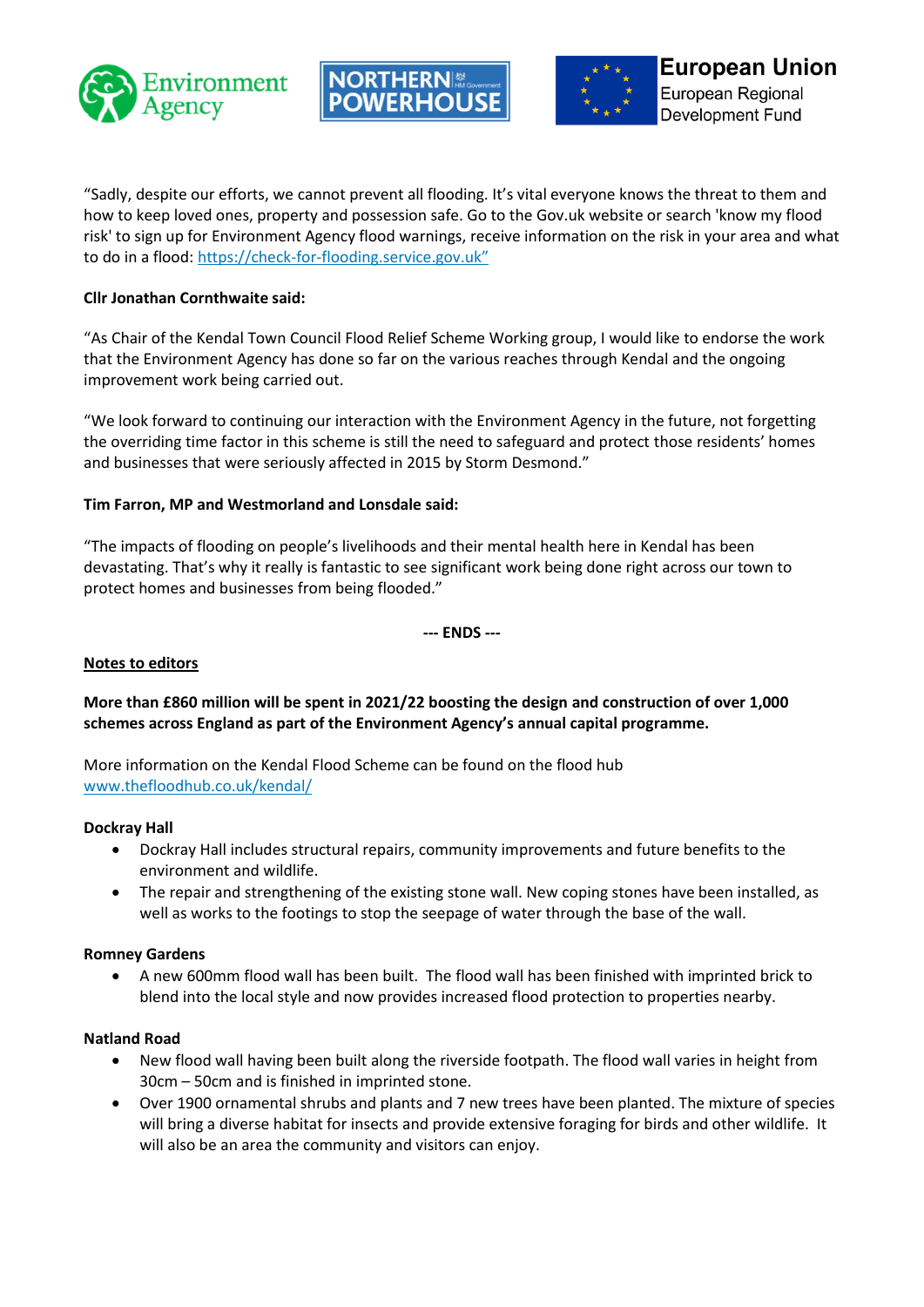"Sadly, despite our efforts, we cannot prevent all flooding. It's vital everyone knows the threat to them and how to keep loved ones, property and possession safe. Go to the Gov.uk website or search 'know my flood risk' to sign up for Environment Agency flood warnings, receive information on the risk in your area and what to do in a flood: [https://check-for-flooding.service.gov.uk"](https://check-for-flooding.service.gov.uk)

**Cllr Jonathan Cornthwaite said:**

"As Chair of the Kendal Town Council Flood Relief Scheme Working group, I would like to endorse the work that the Environment Agency has done so far on the various reaches through Kendal and the ongoing improvement work being carried out.

"We look forward to continuing our interaction with the Environment Agency in the future, not forgetting the overriding time factor in this scheme is still the need to safeguard and protect those residents' homes and businesses that were seriously affected in 2015 by Storm Desmond."

**Tim Farron, MP and Westmorland and Lonsdale said:**

"The impacts of flooding on people's livelihoods and their mental health here in Kendal has been devastating. That's why it really is fantastic to see significant work being done right across our town to protect homes and businesses from being flooded."

**--- ENDS ---**

**Notes to editors**

**More than £860 million will be spent in 2021/22 boosting the design and construction of over 1,000 schemes across England as part of the Environment Agency's annual capital programme.**

More information on the Kendal Flood Scheme can be found on the flood hub [www.thefloodhub.co.uk/kendal/](www.thefloodhub.co.uk/kendal/)

**Dockray Hall**

- Dockray Hall includes structural repairs, community improvements and future benefits to the environment and wildlife.
- The repair and strengthening of the existing stone wall. New coping stones have been installed, as well as works to the footings to stop the seepage of water through the base of the wall.

**Romney Gardens**

- A new 600mm flood wall has been built. The flood wall has been finished with imprinted brick to blend into the local style and now provides increased flood protection to properties nearby.

**Natland Road**

- New flood wall having been built along the riverside footpath. The flood wall varies in height from 30cm – 50cm and is finished in imprinted stone.
- Over 1900 ornamental shrubs and plants and 7 new trees have been planted. The mixture of species will bring a diverse habitat for insects and provide extensive foraging for birds and other wildlife. It will also be an area the community and visitors can enjoy.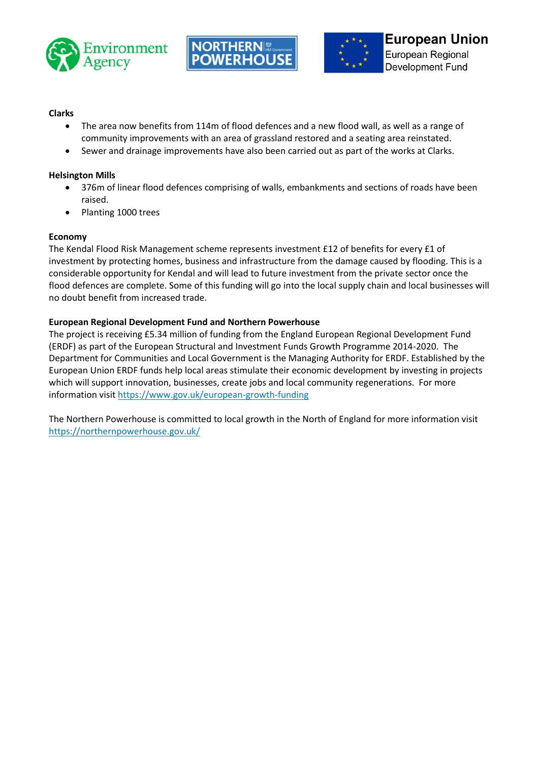**Clarks**

- The area now benefits from 114m of flood defences and a new flood wall, as well as a range of community improvements with an area of grassland restored and a seating area reinstated.
- Sewer and drainage improvements have also been carried out as part of the works at Clarks.

**Helsington Mills**

- 376m of linear flood defences comprising of walls, embankments and sections of roads have been raised.
- Planting 1000 trees

**Economy**

The Kendal Flood Risk Management scheme represents investment £12 of benefits for every £1 of investment by protecting homes, business and infrastructure from the damage caused by flooding. This is a considerable opportunity for Kendal and will lead to future investment from the private sector once the flood defences are complete. Some of this funding will go into the local supply chain and local businesses will no doubt benefit from increased trade.

**European Regional Development Fund and Northern Powerhouse**

The project is receiving £5.34 million of funding from the England European Regional Development Fund (ERDF) as part of the European Structural and Investment Funds Growth Programme 2014-2020. The Department for Communities and Local Government is the Managing Authority for ERDF. Established by the European Union ERDF funds help local areas stimulate their economic development by investing in projects which will support innovation, businesses, create jobs and local community regenerations. For more information visit https://www.gov.uk/european-growth-funding

The Northern Powerhouse is committed to local growth in the North of England for more information visit https://northernpowerhouse.gov.uk/